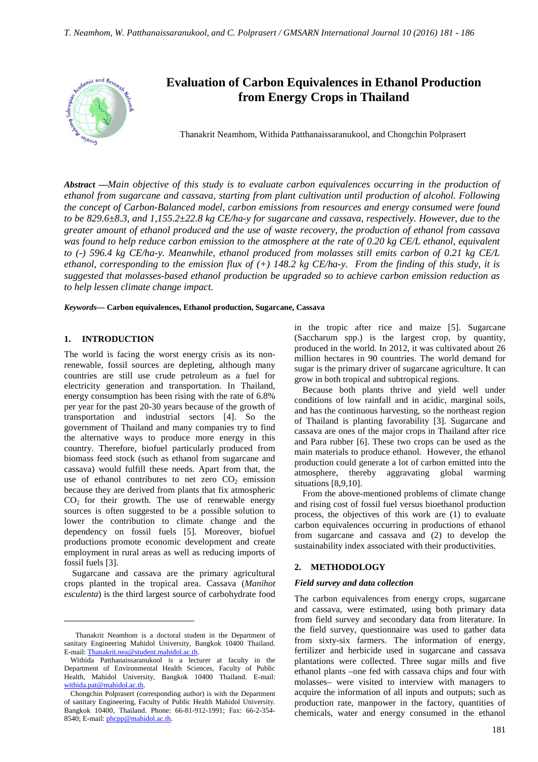# Evaluation of Carbon Equivalences in Ethanol Production from Energy Crops in Thailand

Thanakrit Neamhom, Withida Patthanaissaranukool, and Chongchin Polprasert

***Abstract*** *—Main objective of this study is to evaluate carbon equivalences occurring in the production of ethanol from sugarcane and cassava, starting from plant cultivation until production of alcohol. Following the concept of Carbon-Balanced model, carbon emissions from resources and energy consumed were found to be 829.6±8.3, and 1,155.2±22.8 kg CE/ha-y for sugarcane and cassava, respectively. However, due to the greater amount of ethanol produced and the use of waste recovery, the production of ethanol from cassava was found to help reduce carbon emission to the atmosphere at the rate of 0.20 kg CE/L ethanol, equivalent to (-) 596.4 kg CE/ha-y. Meanwhile, ethanol produced from molasses still emits carbon of 0.21 kg CE/L ethanol, corresponding to the emission flux of (+) 148.2 kg CE/ha-y. From the finding of this study, it is suggested that molasses-based ethanol production be upgraded so to achieve carbon emission reduction as to help lessen climate change impact.*

***Keywords*— Carbon equivalences, Ethanol production, Sugarcane, Cassava**

## 1. INTRODUCTION

The world is facing the worst energy crisis as its non-renewable, fossil sources are depleting, although many countries are still use crude petroleum as a fuel for electricity generation and transportation. In Thailand, energy consumption has been rising with the rate of 6.8% per year for the past 20-30 years because of the growth of transportation and industrial sectors [4]. So the government of Thailand and many companies try to find the alternative ways to produce more energy in this country. Therefore, biofuel particularly produced from biomass feed stock (such as ethanol from sugarcane and cassava) would fulfill these needs. Apart from that, the use of ethanol contributes to net zero $CO_2$ emission because they are derived from plants that fix atmospheric $CO_2$ for their growth. The use of renewable energy sources is often suggested to be a possible solution to lower the contribution to climate change and the dependency on fossil fuels [5]. Moreover, biofuel productions promote economic development and create employment in rural areas as well as reducing imports of fossil fuels [3].

Sugarcane and cassava are the primary agricultural crops planted in the tropical area. Cassava (*Manihot esculenta*) is the third largest source of carbohydrate food in the tropic after rice and maize [5]. Sugarcane (Saccharum spp.) is the largest crop, by quantity, produced in the world. In 2012, it was cultivated about 26 million hectares in 90 countries. The world demand for sugar is the primary driver of sugarcane agriculture. It can grow in both tropical and subtropical regions.

Because both plants thrive and yield well under conditions of low rainfall and in acidic, marginal soils, and has the continuous harvesting, so the northeast region of Thailand is planting favorability [3]. Sugarcane and cassava are ones of the major crops in Thailand after rice and Para rubber [6]. These two crops can be used as the main materials to produce ethanol. However, the ethanol production could generate a lot of carbon emitted into the atmosphere, thereby aggravating global warming situations [8,9,10].

From the above-mentioned problems of climate change and rising cost of fossil fuel versus bioethanol production process, the objectives of this work are (1) to evaluate carbon equivalences occurring in productions of ethanol from sugarcane and cassava and (2) to develop the sustainability index associated with their productivities.

## 2. METHODOLOGY

### *Field survey and data collection*

The carbon equivalences from energy crops, sugarcane and cassava, were estimated, using both primary data from field survey and secondary data from literature. In the field survey, questionnaire was used to gather data from sixty-six farmers. The information of energy, fertilizer and herbicide used in sugarcane and cassava plantations were collected. Three sugar mills and five ethanol plants –one fed with cassava chips and four with molasses– were visited to interview with managers to acquire the information of all inputs and outputs; such as production rate, manpower in the factory, quantities of chemicals, water and energy consumed in the ethanol

---

Thanakrit Neamhom is a doctoral student in the Department of sanitary Engineering Mahidol University, Bangkok 10400 Thailand. E-mail: Thanakrit.nea@student.mahidol.ac.th.

Withida Patthanaissaranukool is a lecturer at faculty in the Department of Environmental Health Sciences, Faculty of Public Health, Mahidol University, Bangkok 10400 Thailand. E-mail: withida.pat@mahidol.ac.th.

Chongchin Polprasert (corresponding author) is with the Department of sanitary Engineering, Faculty of Public Health Mahidol University. Bangkok 10400, Thailand. Phone: 66-81-912-1991; Fax: 66-2-354-8540; E-mail: phcpp@mahidol.ac.th.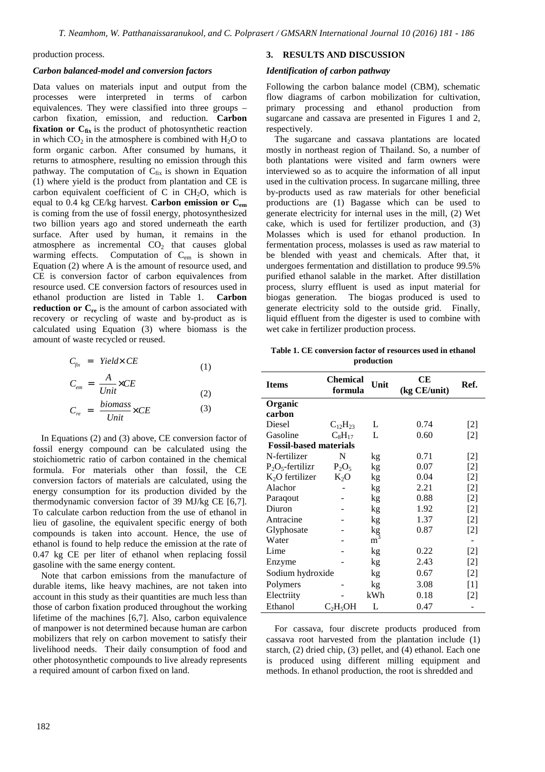production process.

### *Carbon balanced-model and conversion factors*

Data values on materials input and output from the processes were interpreted in terms of carbon equivalences. They were classified into three groups – carbon fixation, emission, and reduction. **Carbon fixation or $C_{fix}$** is the product of photosynthetic reaction in which $CO_2$ in the atmosphere is combined with $H_2O$ to form organic carbon. After consumed by humans, it returns to atmosphere, resulting no emission through this pathway. The computation of $C_{fix}$ is shown in Equation (1) where yield is the product from plantation and CE is carbon equivalent coefficient of C in $CH_2O$, which is equal to 0.4 kg CE/kg harvest. **Carbon emission or $C_{em}$** is coming from the use of fossil energy, photosynthesized two billion years ago and stored underneath the earth surface. After used by human, it remains in the atmosphere as incremental $CO_2$ that causes global warming effects. Computation of $C_{em}$ is shown in Equation (2) where A is the amount of resource used, and CE is conversion factor of carbon equivalences from resource used. CE conversion factors of resources used in ethanol production are listed in Table 1. **Carbon reduction or $C_{re}$** is the amount of carbon associated with recovery or recycling of waste and by-product as is calculated using Equation (3) where biomass is the amount of waste recycled or reused.

$$C_{fix} = Yield \times CE \tag{1}$$

$$C_{em} = \frac{A}{Unit} \times CE \tag{2}$$

$$C_{re} = \frac{biomass}{Unit} \times CE \tag{3}$$

In Equations (2) and (3) above, CE conversion factor of fossil energy compound can be calculated using the stoichiometric ratio of carbon contained in the chemical formula. For materials other than fossil, the CE conversion factors of materials are calculated, using the energy consumption for its production divided by the thermodynamic conversion factor of 39 MJ/kg CE [6,7]. To calculate carbon reduction from the use of ethanol in lieu of gasoline, the equivalent specific energy of both compounds is taken into account. Hence, the use of ethanol is found to help reduce the emission at the rate of 0.47 kg CE per liter of ethanol when replacing fossil gasoline with the same energy content.

Note that carbon emissions from the manufacture of durable items, like heavy machines, are not taken into account in this study as their quantities are much less than those of carbon fixation produced throughout the working lifetime of the machines [6,7]. Also, carbon equivalence of manpower is not determined because human are carbon mobilizers that rely on carbon movement to satisfy their livelihood needs. Their daily consumption of food and other photosynthetic compounds to live already represents a required amount of carbon fixed on land.

## 3. RESULTS AND DISCUSSION

### *Identification of carbon pathway*

Following the carbon balance model (CBM), schematic flow diagrams of carbon mobilization for cultivation, primary processing and ethanol production from sugarcane and cassava are presented in Figures 1 and 2, respectively.

The sugarcane and cassava plantations are located mostly in northeast region of Thailand. So, a number of both plantations were visited and farm owners were interviewed so as to acquire the information of all input used in the cultivation process. In sugarcane milling, three by-products used as raw materials for other beneficial productions are (1) Bagasse which can be used to generate electricity for internal uses in the mill, (2) Wet cake, which is used for fertilizer production, and (3) Molasses which is used for ethanol production. In fermentation process, molasses is used as raw material to be blended with yeast and chemicals. After that, it undergoes fermentation and distillation to produce 99.5% purified ethanol salable in the market. After distillation process, slurry effluent is used as input material for biogas generation. The biogas produced is used to generate electricity sold to the outside grid. Finally, liquid effluent from the digester is used to combine with wet cake in fertilizer production process.

**Table 1. CE conversion factor of resources used in ethanol production**

| Items | Chemical formula | Unit | CE (kg CE/unit) | Ref. |
|---|---|---|---|---|
| **Organic carbon** | | | | |
| Diesel | $C_{12}H_{23}$ | L | 0.74 | [2] |
| Gasoline | $C_8H_{17}$ | L | 0.60 | [2] |
| **Fossil-based materials** | | | | |
| N-fertilizer | N | kg | 0.71 | [2] |
| $P_2O_5$-fertilizr | $P_2O_5$ | kg | 0.07 | [2] |
| $K_2O$ fertilizer | $K_2O$ | kg | 0.04 | [2] |
| Alachor | - | kg | 2.21 | [2] |
| Paraqout | - | kg | 0.88 | [2] |
| Diuron | - | kg | 1.92 | [2] |
| Antracine | - | kg | 1.37 | [2] |
| Glyphosate | - | kg | 0.87 | [2] |
| Water | - | $m^3$ | | - |
| Lime | - | kg | 0.22 | [2] |
| Enzyme | - | kg | 2.43 | [2] |
| Sodium hydroxide | | kg | 0.67 | [2] |
| Polymers | - | kg | 3.08 | [1] |
| Electriity | - | kWh | 0.18 | [2] |
| Ethanol | $C_2H_5OH$ | L | 0.47 | - |

For cassava, four discrete products produced from cassava root harvested from the plantation include (1) starch, (2) dried chip, (3) pellet, and (4) ethanol. Each one is produced using different milling equipment and methods. In ethanol production, the root is shredded and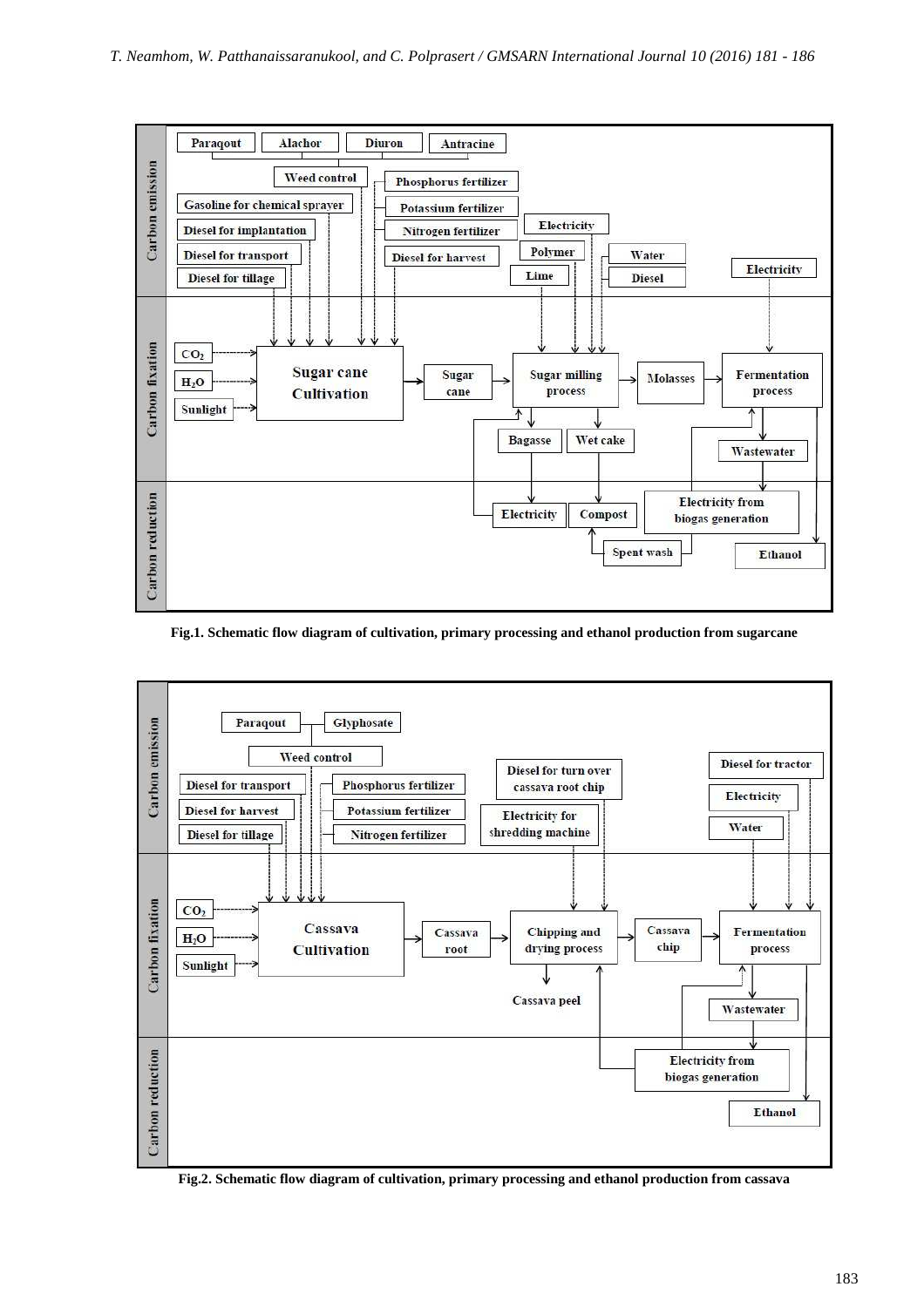**Fig.1. Schematic flow diagram of cultivation, primary processing and ethanol production from sugarcane**

**Fig.2. Schematic flow diagram of cultivation, primary processing and ethanol production from cassava**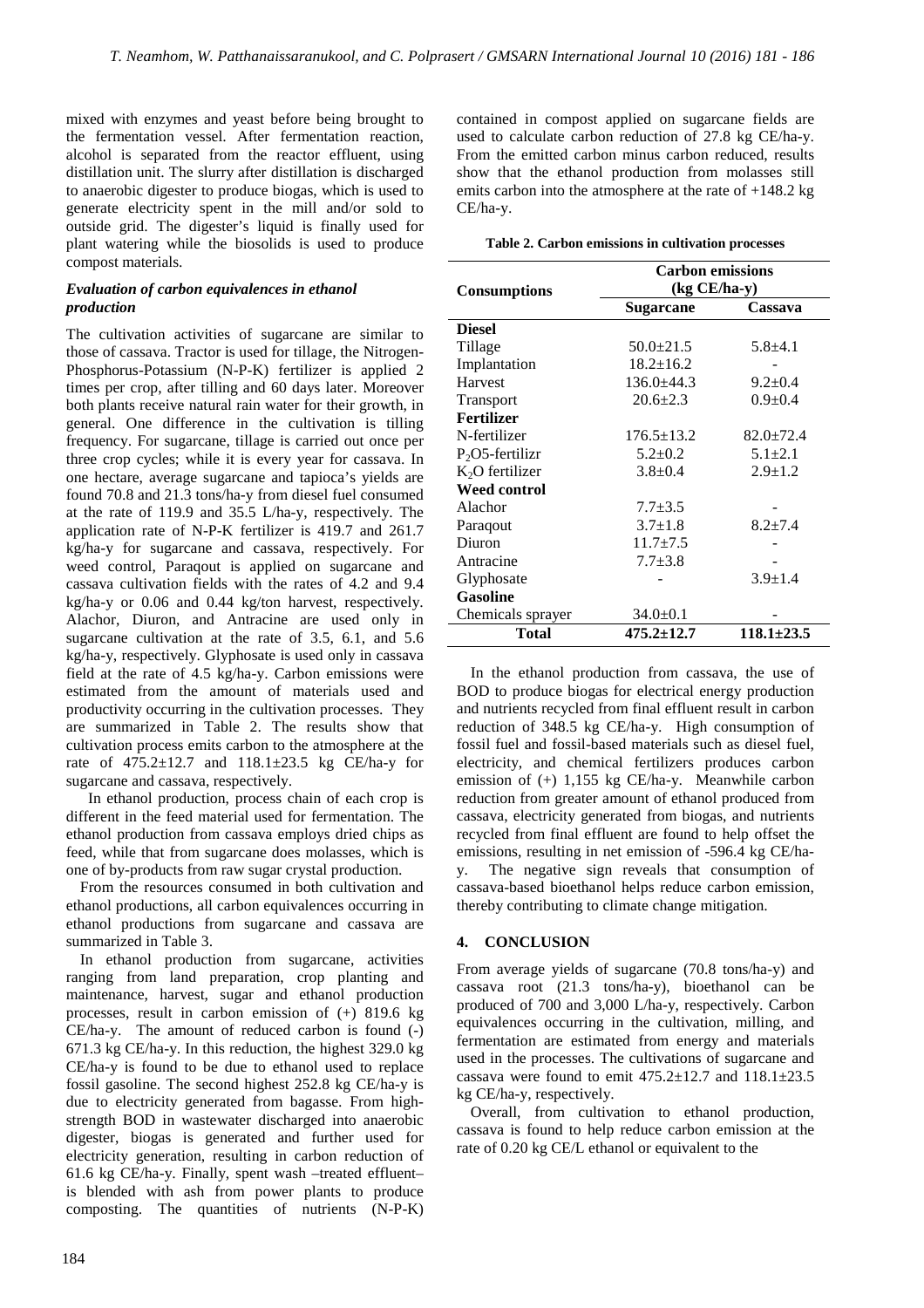mixed with enzymes and yeast before being brought to the fermentation vessel. After fermentation reaction, alcohol is separated from the reactor effluent, using distillation unit. The slurry after distillation is discharged to anaerobic digester to produce biogas, which is used to generate electricity spent in the mill and/or sold to outside grid. The digester's liquid is finally used for plant watering while the biosolids is used to produce compost materials.

### *Evaluation of carbon equivalences in ethanol production*

The cultivation activities of sugarcane are similar to those of cassava. Tractor is used for tillage, the Nitrogen-Phosphorus-Potassium (N-P-K) fertilizer is applied 2 times per crop, after tilling and 60 days later. Moreover both plants receive natural rain water for their growth, in general. One difference in the cultivation is tilling frequency. For sugarcane, tillage is carried out once per three crop cycles; while it is every year for cassava. In one hectare, average sugarcane and tapioca's yields are found 70.8 and 21.3 tons/ha-y from diesel fuel consumed at the rate of 119.9 and 35.5 L/ha-y, respectively. The application rate of N-P-K fertilizer is 419.7 and 261.7 kg/ha-y for sugarcane and cassava, respectively. For weed control, Paraqout is applied on sugarcane and cassava cultivation fields with the rates of 4.2 and 9.4 kg/ha-y or 0.06 and 0.44 kg/ton harvest, respectively. Alachor, Diuron, and Antracine are used only in sugarcane cultivation at the rate of 3.5, 6.1, and 5.6 kg/ha-y, respectively. Glyphosate is used only in cassava field at the rate of 4.5 kg/ha-y. Carbon emissions were estimated from the amount of materials used and productivity occurring in the cultivation processes. They are summarized in Table 2. The results show that cultivation process emits carbon to the atmosphere at the rate of 475.2±12.7 and 118.1±23.5 kg CE/ha-y for sugarcane and cassava, respectively.

In ethanol production, process chain of each crop is different in the feed material used for fermentation. The ethanol production from cassava employs dried chips as feed, while that from sugarcane does molasses, which is one of by-products from raw sugar crystal production.

From the resources consumed in both cultivation and ethanol productions, all carbon equivalences occurring in ethanol productions from sugarcane and cassava are summarized in Table 3.

In ethanol production from sugarcane, activities ranging from land preparation, crop planting and maintenance, harvest, sugar and ethanol production processes, result in carbon emission of (+) 819.6 kg CE/ha-y. The amount of reduced carbon is found (-) 671.3 kg CE/ha-y. In this reduction, the highest 329.0 kg CE/ha-y is found to be due to ethanol used to replace fossil gasoline. The second highest 252.8 kg CE/ha-y is due to electricity generated from bagasse. From high-strength BOD in wastewater discharged into anaerobic digester, biogas is generated and further used for electricity generation, resulting in carbon reduction of 61.6 kg CE/ha-y. Finally, spent wash –treated effluent– is blended with ash from power plants to produce composting. The quantities of nutrients (N-P-K) contained in compost applied on sugarcane fields are used to calculate carbon reduction of 27.8 kg CE/ha-y. From the emitted carbon minus carbon reduced, results show that the ethanol production from molasses still emits carbon into the atmosphere at the rate of +148.2 kg CE/ha-y.

**Table 2. Carbon emissions in cultivation processes**

| Consumptions | Carbon emissions (kg CE/ha-y) | |
|---|---|---|
| | **Sugarcane** | **Cassava** |
| **Diesel** | | |
| Tillage | 50.0±21.5 | 5.8±4.1 |
| Implantation | 18.2±16.2 | - |
| Harvest | 136.0±44.3 | 9.2±0.4 |
| Transport | 20.6±2.3 | 0.9±0.4 |
| **Fertilizer** | | |
| N-fertilizer | 176.5±13.2 | 82.0±72.4 |
| $P_2O5$-fertilizr | 5.2±0.2 | 5.1±2.1 |
| $K_2O$ fertilizer | 3.8±0.4 | 2.9±1.2 |
| **Weed control** | | |
| Alachor | 7.7±3.5 | - |
| Paraqout | 3.7±1.8 | 8.2±7.4 |
| Diuron | 11.7±7.5 | - |
| Antracine | 7.7±3.8 | - |
| Glyphosate | - | 3.9±1.4 |
| **Gasoline** | | |
| Chemicals sprayer | 34.0±0.1 | - |
| **Total** | **475.2±12.7** | **118.1±23.5** |

In the ethanol production from cassava, the use of BOD to produce biogas for electrical energy production and nutrients recycled from final effluent result in carbon reduction of 348.5 kg CE/ha-y. High consumption of fossil fuel and fossil-based materials such as diesel fuel, electricity, and chemical fertilizers produces carbon emission of (+) 1,155 kg CE/ha-y. Meanwhile carbon reduction from greater amount of ethanol produced from cassava, electricity generated from biogas, and nutrients recycled from final effluent are found to help offset the emissions, resulting in net emission of -596.4 kg CE/ha-y. The negative sign reveals that consumption of cassava-based bioethanol helps reduce carbon emission, thereby contributing to climate change mitigation.

## 4. CONCLUSION

From average yields of sugarcane (70.8 tons/ha-y) and cassava root (21.3 tons/ha-y), bioethanol can be produced of 700 and 3,000 L/ha-y, respectively. Carbon equivalences occurring in the cultivation, milling, and fermentation are estimated from energy and materials used in the processes. The cultivations of sugarcane and cassava were found to emit 475.2±12.7 and 118.1±23.5 kg CE/ha-y, respectively.

Overall, from cultivation to ethanol production, cassava is found to help reduce carbon emission at the rate of 0.20 kg CE/L ethanol or equivalent to the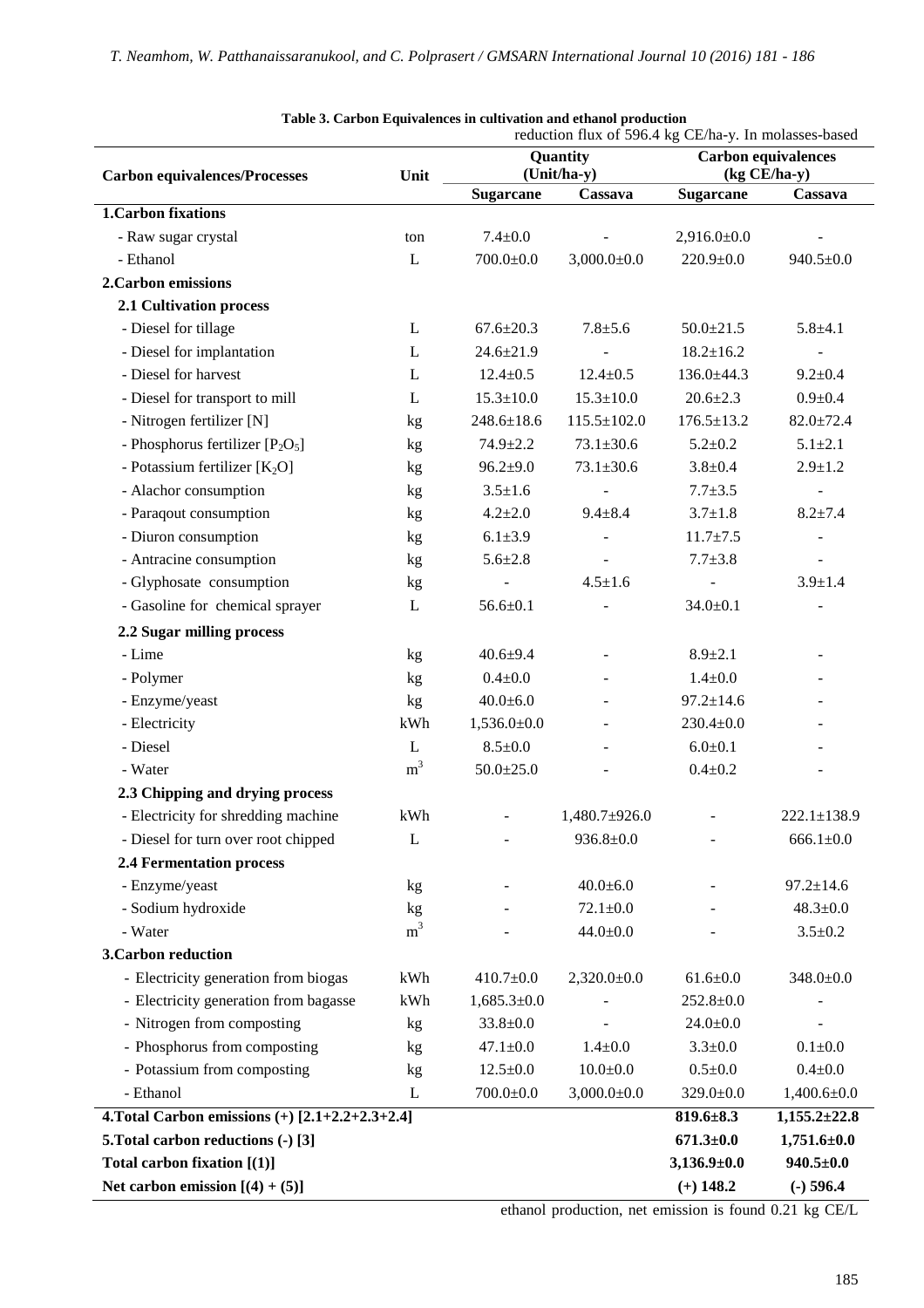**Table 3. Carbon Equivalences in cultivation and ethanol production**

| Carbon equivalences/Processes | Unit | Quantity (Unit/ha-y) | | Carbon equivalences (kg CE/ha-y) | |
|---|---|---|---|---|---|
| | | Sugarcane | Cassava | Sugarcane | Cassava |
| **1.Carbon fixations** | | | | | |
| - Raw sugar crystal | ton | 7.4±0.0 | - | 2,916.0±0.0 | - |
| - Ethanol | L | 700.0±0.0 | 3,000.0±0.0 | 220.9±0.0 | 940.5±0.0 |
| **2.Carbon emissions** | | | | | |
| **2.1 Cultivation process** | | | | | |
| - Diesel for tillage | L | 67.6±20.3 | 7.8±5.6 | 50.0±21.5 | 5.8±4.1 |
| - Diesel for implantation | L | 24.6±21.9 | - | 18.2±16.2 | - |
| - Diesel for harvest | L | 12.4±0.5 | 12.4±0.5 | 136.0±44.3 | 9.2±0.4 |
| - Diesel for transport to mill | L | 15.3±10.0 | 15.3±10.0 | 20.6±2.3 | 0.9±0.4 |
| - Nitrogen fertilizer [N] | kg | 248.6±18.6 | 115.5±102.0 | 176.5±13.2 | 82.0±72.4 |
| - Phosphorus fertilizer [$P_2O_5$] | kg | 74.9±2.2 | 73.1±30.6 | 5.2±0.2 | 5.1±2.1 |
| - Potassium fertilizer [$K_2O$] | kg | 96.2±9.0 | 73.1±30.6 | 3.8±0.4 | 2.9±1.2 |
| - Alachor consumption | kg | 3.5±1.6 | - | 7.7±3.5 | - |
| - Paraqout consumption | kg | 4.2±2.0 | 9.4±8.4 | 3.7±1.8 | 8.2±7.4 |
| - Diuron consumption | kg | 6.1±3.9 | - | 11.7±7.5 | - |
| - Antracine consumption | kg | 5.6±2.8 | - | 7.7±3.8 | - |
| - Glyphosate consumption | kg | - | 4.5±1.6 | - | 3.9±1.4 |
| - Gasoline for chemical sprayer | L | 56.6±0.1 | - | 34.0±0.1 | - |
| **2.2 Sugar milling process** | | | | | |
| - Lime | kg | 40.6±9.4 | - | 8.9±2.1 | - |
| - Polymer | kg | 0.4±0.0 | - | 1.4±0.0 | - |
| - Enzyme/yeast | kg | 40.0±6.0 | - | 97.2±14.6 | - |
| - Electricity | kWh | 1,536.0±0.0 | - | 230.4±0.0 | - |
| - Diesel | L | 8.5±0.0 | - | 6.0±0.1 | - |
| - Water | $m^3$ | 50.0±25.0 | - | 0.4±0.2 | - |
| **2.3 Chipping and drying process** | | | | | |
| - Electricity for shredding machine | kWh | - | 1,480.7±926.0 | - | 222.1±138.9 |
| - Diesel for turn over root chipped | L | - | 936.8±0.0 | - | 666.1±0.0 |
| **2.4 Fermentation process** | | | | | |
| - Enzyme/yeast | kg | - | 40.0±6.0 | - | 97.2±14.6 |
| - Sodium hydroxide | kg | - | 72.1±0.0 | - | 48.3±0.0 |
| - Water | $m^3$ | - | 44.0±0.0 | - | 3.5±0.2 |
| **3.Carbon reduction** | | | | | |
| - Electricity generation from biogas | kWh | 410.7±0.0 | 2,320.0±0.0 | 61.6±0.0 | 348.0±0.0 |
| - Electricity generation from bagasse | kWh | 1,685.3±0.0 | - | 252.8±0.0 | - |
| - Nitrogen from composting | kg | 33.8±0.0 | - | 24.0±0.0 | - |
| - Phosphorus from composting | kg | 47.1±0.0 | 1.4±0.0 | 3.3±0.0 | 0.1±0.0 |
| - Potassium from composting | kg | 12.5±0.0 | 10.0±0.0 | 0.5±0.0 | 0.4±0.0 |
| - Ethanol | L | 700.0±0.0 | 3,000.0±0.0 | 329.0±0.0 | 1,400.6±0.0 |
| **4.Total Carbon emissions (+) [2.1+2.2+2.3+2.4]** | | | | **819.6±8.3** | **1,155.2±22.8** |
| **5.Total carbon reductions (-) [3]** | | | | **671.3±0.0** | **1,751.6±0.0** |
| **Total carbon fixation [(1)]** | | | | **3,136.9±0.0** | **940.5±0.0** |
| **Net carbon emission [(4) + (5)]** | | | | **(+) 148.2** | **(-) 596.4** |

reduction flux of 596.4 kg CE/ha-y. In molasses-based ethanol production, net emission is found 0.21 kg CE/L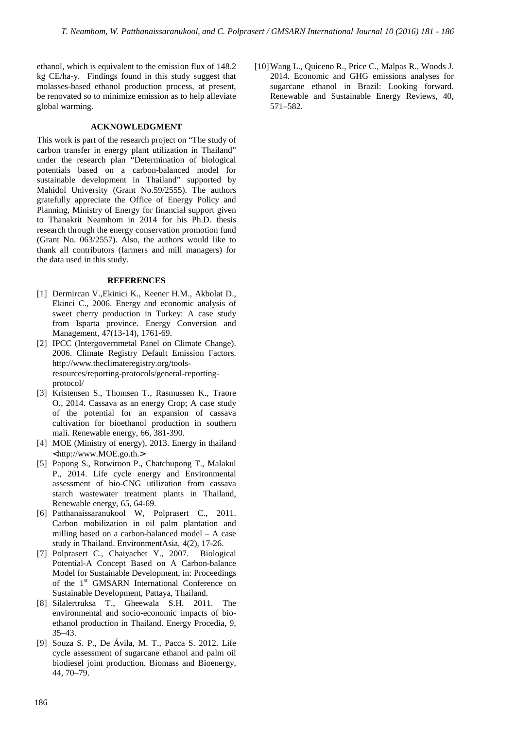ethanol, which is equivalent to the emission flux of 148.2 kg CE/ha-y. Findings found in this study suggest that molasses-based ethanol production process, at present, be renovated so to minimize emission as to help alleviate global warming.

## ACKNOWLEDGMENT

This work is part of the research project on "The study of carbon transfer in energy plant utilization in Thailand" under the research plan "Determination of biological potentials based on a carbon-balanced model for sustainable development in Thailand" supported by Mahidol University (Grant No.59/2555). The authors gratefully appreciate the Office of Energy Policy and Planning, Ministry of Energy for financial support given to Thanakrit Neamhom in 2014 for his Ph.D. thesis research through the energy conservation promotion fund (Grant No. 063/2557). Also, the authors would like to thank all contributors (farmers and mill managers) for the data used in this study.

## REFERENCES

[1] Dermircan V.,Ekinici K., Keener H.M., Akbolat D., Ekinci C., 2006. Energy and economic analysis of sweet cherry production in Turkey: A case study from Isparta province. Energy Conversion and Management, 47(13-14), 1761-69.

[2] IPCC (Intergovernmetal Panel on Climate Change). 2006. Climate Registry Default Emission Factors. http://www.theclimateregistry.org/tools-resources/reporting-protocols/general-reporting-protocol/

[3] Kristensen S., Thomsen T., Rasmussen K., Traore O., 2014. Cassava as an energy Crop; A case study of the potential for an expansion of cassava cultivation for bioethanol production in southern mali. Renewable energy, 66, 381-390.

[4] MOE (Ministry of energy), 2013. Energy in thailand <http://www.MOE.go.th.>

[5] Papong S., Rotwiroon P., Chatchupong T., Malakul P., 2014. Life cycle energy and Environmental assessment of bio-CNG utilization from cassava starch wastewater treatment plants in Thailand, Renewable energy, 65, 64-69.

[6] Patthanaissaranukool W, Polprasert C., 2011. Carbon mobilization in oil palm plantation and milling based on a carbon-balanced model – A case study in Thailand. EnvironmentAsia, 4(2), 17-26.

[7] Polprasert C., Chaiyachet Y., 2007. Biological Potential-A Concept Based on A Carbon-balance Model for Sustainable Development, in: Proceedings of the 1st GMSARN International Conference on Sustainable Development, Pattaya, Thailand.

[8] Silalertruksa T., Gheewala S.H. 2011. The environmental and socio-economic impacts of bio-ethanol production in Thailand. Energy Procedia, 9, 35–43.

[9] Souza S. P., De Ávila, M. T., Pacca S. 2012. Life cycle assessment of sugarcane ethanol and palm oil biodiesel joint production. Biomass and Bioenergy, 44, 70–79.

[10] Wang L., Quiceno R., Price C., Malpas R., Woods J. 2014. Economic and GHG emissions analyses for sugarcane ethanol in Brazil: Looking forward. Renewable and Sustainable Energy Reviews, 40, 571–582.